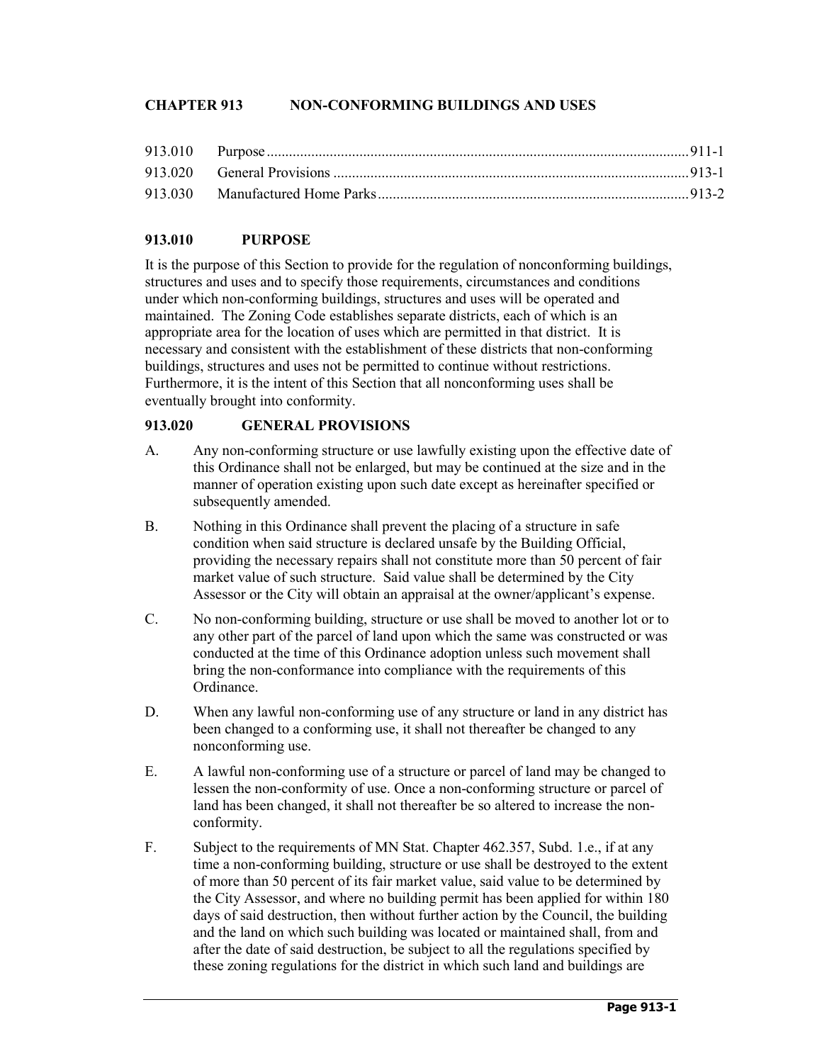## CHAPTER 913 NON-CONFORMING BUILDINGS AND USES

| | | |
|---|---|---|
| 913.010 | Purpose | 911-1 |
| 913.020 | General Provisions | 913-1 |
| 913.030 | Manufactured Home Parks | 913-2 |

### 913.010 PURPOSE

It is the purpose of this Section to provide for the regulation of nonconforming buildings, structures and uses and to specify those requirements, circumstances and conditions under which non-conforming buildings, structures and uses will be operated and maintained. The Zoning Code establishes separate districts, each of which is an appropriate area for the location of uses which are permitted in that district. It is necessary and consistent with the establishment of these districts that non-conforming buildings, structures and uses not be permitted to continue without restrictions. Furthermore, it is the intent of this Section that all nonconforming uses shall be eventually brought into conformity.

### 913.020 GENERAL PROVISIONS

A. Any non-conforming structure or use lawfully existing upon the effective date of this Ordinance shall not be enlarged, but may be continued at the size and in the manner of operation existing upon such date except as hereinafter specified or subsequently amended.

B. Nothing in this Ordinance shall prevent the placing of a structure in safe condition when said structure is declared unsafe by the Building Official, providing the necessary repairs shall not constitute more than 50 percent of fair market value of such structure. Said value shall be determined by the City Assessor or the City will obtain an appraisal at the owner/applicant's expense.

C. No non-conforming building, structure or use shall be moved to another lot or to any other part of the parcel of land upon which the same was constructed or was conducted at the time of this Ordinance adoption unless such movement shall bring the non-conformance into compliance with the requirements of this Ordinance.

D. When any lawful non-conforming use of any structure or land in any district has been changed to a conforming use, it shall not thereafter be changed to any nonconforming use.

E. A lawful non-conforming use of a structure or parcel of land may be changed to lessen the non-conformity of use. Once a non-conforming structure or parcel of land has been changed, it shall not thereafter be so altered to increase the non-conformity.

F. Subject to the requirements of MN Stat. Chapter 462.357, Subd. 1.e., if at any time a non-conforming building, structure or use shall be destroyed to the extent of more than 50 percent of its fair market value, said value to be determined by the City Assessor, and where no building permit has been applied for within 180 days of said destruction, then without further action by the Council, the building and the land on which such building was located or maintained shall, from and after the date of said destruction, be subject to all the regulations specified by these zoning regulations for the district in which such land and buildings are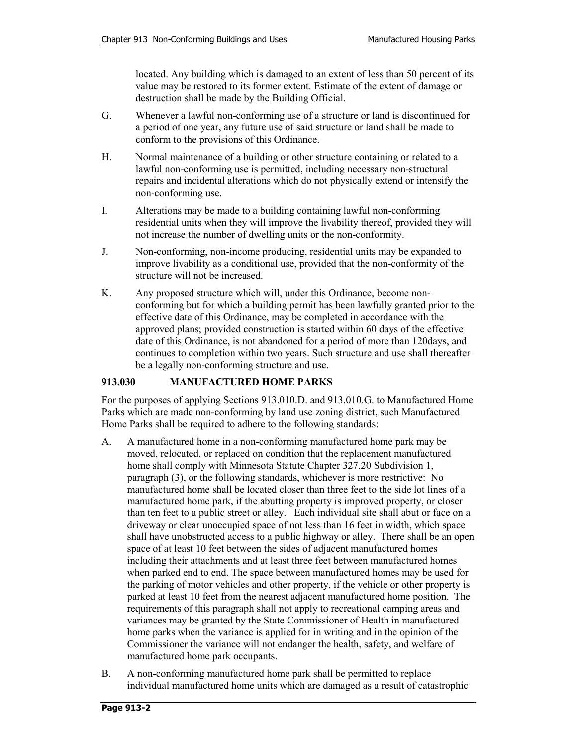located. Any building which is damaged to an extent of less than 50 percent of its value may be restored to its former extent. Estimate of the extent of damage or destruction shall be made by the Building Official.

G. Whenever a lawful non-conforming use of a structure or land is discontinued for a period of one year, any future use of said structure or land shall be made to conform to the provisions of this Ordinance.

H. Normal maintenance of a building or other structure containing or related to a lawful non-conforming use is permitted, including necessary non-structural repairs and incidental alterations which do not physically extend or intensify the non-conforming use.

I. Alterations may be made to a building containing lawful non-conforming residential units when they will improve the livability thereof, provided they will not increase the number of dwelling units or the non-conformity.

J. Non-conforming, non-income producing, residential units may be expanded to improve livability as a conditional use, provided that the non-conformity of the structure will not be increased.

K. Any proposed structure which will, under this Ordinance, become non-conforming but for which a building permit has been lawfully granted prior to the effective date of this Ordinance, may be completed in accordance with the approved plans; provided construction is started within 60 days of the effective date of this Ordinance, is not abandoned for a period of more than 120days, and continues to completion within two years. Such structure and use shall thereafter be a legally non-conforming structure and use.

### 913.030 MANUFACTURED HOME PARKS

For the purposes of applying Sections 913.010.D. and 913.010.G. to Manufactured Home Parks which are made non-conforming by land use zoning district, such Manufactured Home Parks shall be required to adhere to the following standards:

A. A manufactured home in a non-conforming manufactured home park may be moved, relocated, or replaced on condition that the replacement manufactured home shall comply with Minnesota Statute Chapter 327.20 Subdivision 1, paragraph (3), or the following standards, whichever is more restrictive: No manufactured home shall be located closer than three feet to the side lot lines of a manufactured home park, if the abutting property is improved property, or closer than ten feet to a public street or alley. Each individual site shall abut or face on a driveway or clear unoccupied space of not less than 16 feet in width, which space shall have unobstructed access to a public highway or alley. There shall be an open space of at least 10 feet between the sides of adjacent manufactured homes including their attachments and at least three feet between manufactured homes when parked end to end. The space between manufactured homes may be used for the parking of motor vehicles and other property, if the vehicle or other property is parked at least 10 feet from the nearest adjacent manufactured home position. The requirements of this paragraph shall not apply to recreational camping areas and variances may be granted by the State Commissioner of Health in manufactured home parks when the variance is applied for in writing and in the opinion of the Commissioner the variance will not endanger the health, safety, and welfare of manufactured home park occupants.

B. A non-conforming manufactured home park shall be permitted to replace individual manufactured home units which are damaged as a result of catastrophic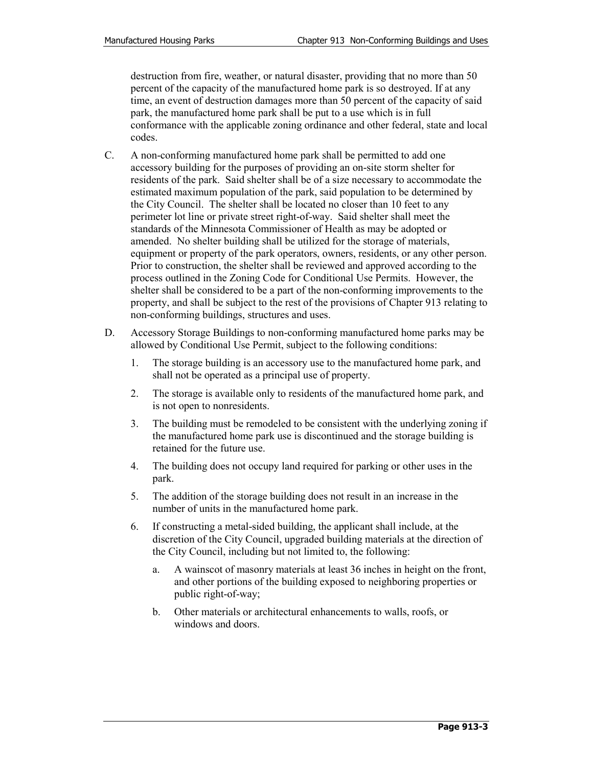destruction from fire, weather, or natural disaster, providing that no more than 50 percent of the capacity of the manufactured home park is so destroyed. If at any time, an event of destruction damages more than 50 percent of the capacity of said park, the manufactured home park shall be put to a use which is in full conformance with the applicable zoning ordinance and other federal, state and local codes.

C. A non-conforming manufactured home park shall be permitted to add one accessory building for the purposes of providing an on-site storm shelter for residents of the park. Said shelter shall be of a size necessary to accommodate the estimated maximum population of the park, said population to be determined by the City Council. The shelter shall be located no closer than 10 feet to any perimeter lot line or private street right-of-way. Said shelter shall meet the standards of the Minnesota Commissioner of Health as may be adopted or amended. No shelter building shall be utilized for the storage of materials, equipment or property of the park operators, owners, residents, or any other person. Prior to construction, the shelter shall be reviewed and approved according to the process outlined in the Zoning Code for Conditional Use Permits. However, the shelter shall be considered to be a part of the non-conforming improvements to the property, and shall be subject to the rest of the provisions of Chapter 913 relating to non-conforming buildings, structures and uses.

D. Accessory Storage Buildings to non-conforming manufactured home parks may be allowed by Conditional Use Permit, subject to the following conditions:

   1. The storage building is an accessory use to the manufactured home park, and shall not be operated as a principal use of property.

   2. The storage is available only to residents of the manufactured home park, and is not open to nonresidents.

   3. The building must be remodeled to be consistent with the underlying zoning if the manufactured home park use is discontinued and the storage building is retained for the future use.

   4. The building does not occupy land required for parking or other uses in the park.

   5. The addition of the storage building does not result in an increase in the number of units in the manufactured home park.

   6. If constructing a metal-sided building, the applicant shall include, at the discretion of the City Council, upgraded building materials at the direction of the City Council, including but not limited to, the following:

      a. A wainscot of masonry materials at least 36 inches in height on the front, and other portions of the building exposed to neighboring properties or public right-of-way;

      b. Other materials or architectural enhancements to walls, roofs, or windows and doors.